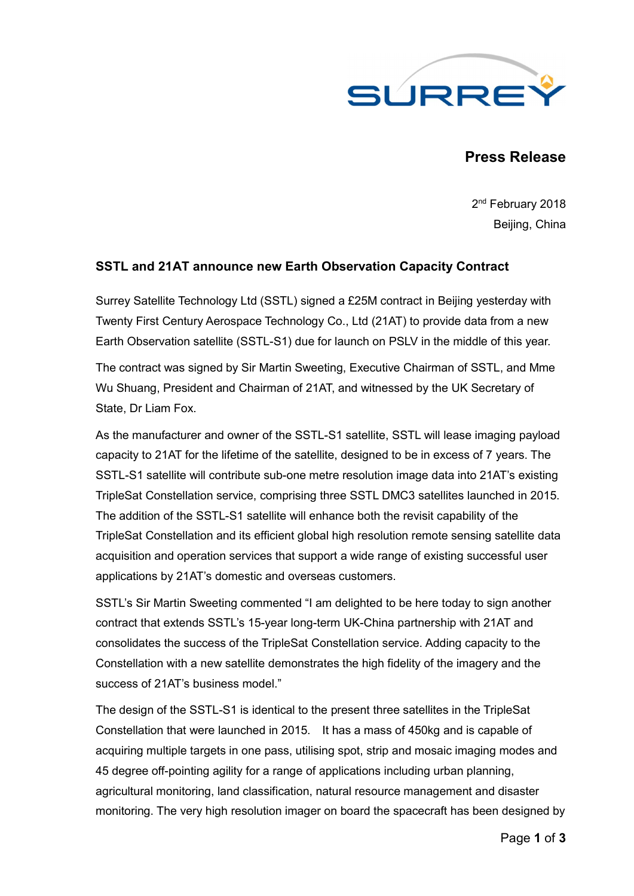SURREY

**Press Release**

2nd February 2018
Beijing, China

**SSTL and 21AT announce new Earth Observation Capacity Contract**

Surrey Satellite Technology Ltd (SSTL) signed a £25M contract in Beijing yesterday with Twenty First Century Aerospace Technology Co., Ltd (21AT) to provide data from a new Earth Observation satellite (SSTL-S1) due for launch on PSLV in the middle of this year.

The contract was signed by Sir Martin Sweeting, Executive Chairman of SSTL, and Mme Wu Shuang, President and Chairman of 21AT, and witnessed by the UK Secretary of State, Dr Liam Fox.

As the manufacturer and owner of the SSTL-S1 satellite, SSTL will lease imaging payload capacity to 21AT for the lifetime of the satellite, designed to be in excess of 7 years. The SSTL-S1 satellite will contribute sub-one metre resolution image data into 21AT's existing TripleSat Constellation service, comprising three SSTL DMC3 satellites launched in 2015. The addition of the SSTL-S1 satellite will enhance both the revisit capability of the TripleSat Constellation and its efficient global high resolution remote sensing satellite data acquisition and operation services that support a wide range of existing successful user applications by 21AT's domestic and overseas customers.

SSTL's Sir Martin Sweeting commented "I am delighted to be here today to sign another contract that extends SSTL's 15-year long-term UK-China partnership with 21AT and consolidates the success of the TripleSat Constellation service. Adding capacity to the Constellation with a new satellite demonstrates the high fidelity of the imagery and the success of 21AT's business model."

The design of the SSTL-S1 is identical to the present three satellites in the TripleSat Constellation that were launched in 2015. It has a mass of 450kg and is capable of acquiring multiple targets in one pass, utilising spot, strip and mosaic imaging modes and 45 degree off-pointing agility for a range of applications including urban planning, agricultural monitoring, land classification, natural resource management and disaster monitoring. The very high resolution imager on board the spacecraft has been designed by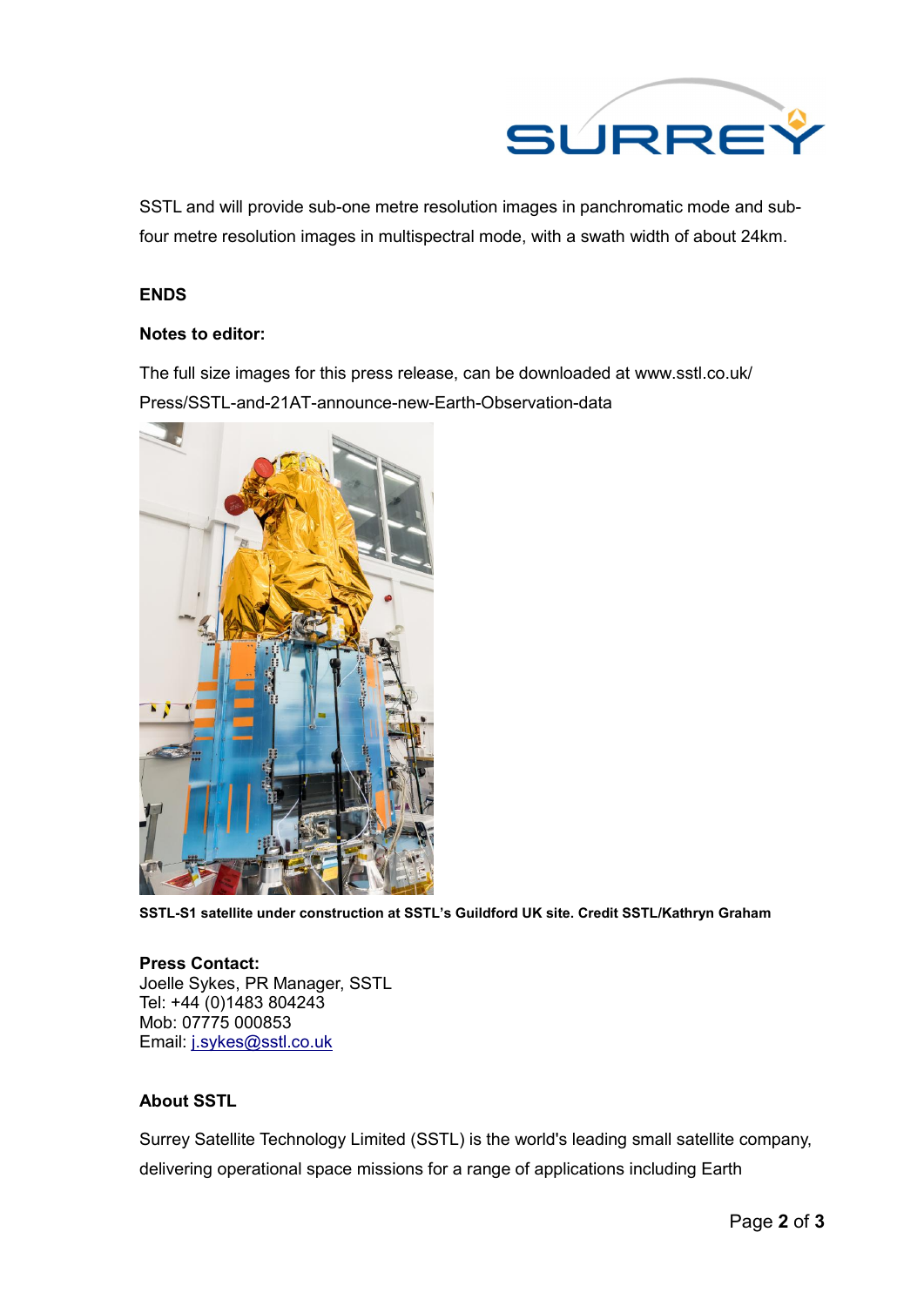SSTL and will provide sub-one metre resolution images in panchromatic mode and sub-four metre resolution images in multispectral mode, with a swath width of about 24km.

**ENDS**

**Notes to editor:**

The full size images for this press release, can be downloaded at www.sstl.co.uk/Press/SSTL-and-21AT-announce-new-Earth-Observation-data

**SSTL-S1 satellite under construction at SSTL's Guildford UK site. Credit SSTL/Kathryn Graham**

**Press Contact:**
Joelle Sykes, PR Manager, SSTL
Tel: +44 (0)1483 804243
Mob: 07775 000853
Email: j.sykes@sstl.co.uk

**About SSTL**

Surrey Satellite Technology Limited (SSTL) is the world's leading small satellite company, delivering operational space missions for a range of applications including Earth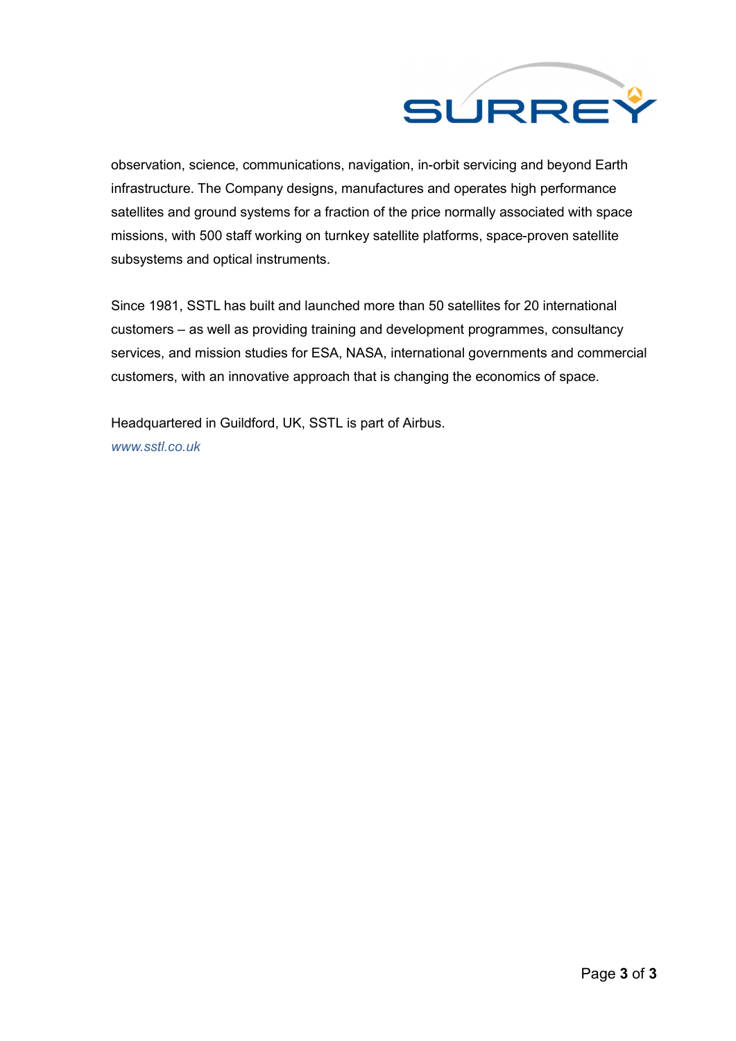observation, science, communications, navigation, in-orbit servicing and beyond Earth infrastructure. The Company designs, manufactures and operates high performance satellites and ground systems for a fraction of the price normally associated with space missions, with 500 staff working on turnkey satellite platforms, space-proven satellite subsystems and optical instruments.

Since 1981, SSTL has built and launched more than 50 satellites for 20 international customers – as well as providing training and development programmes, consultancy services, and mission studies for ESA, NASA, international governments and commercial customers, with an innovative approach that is changing the economics of space.

Headquartered in Guildford, UK, SSTL is part of Airbus.
*www.sstl.co.uk*